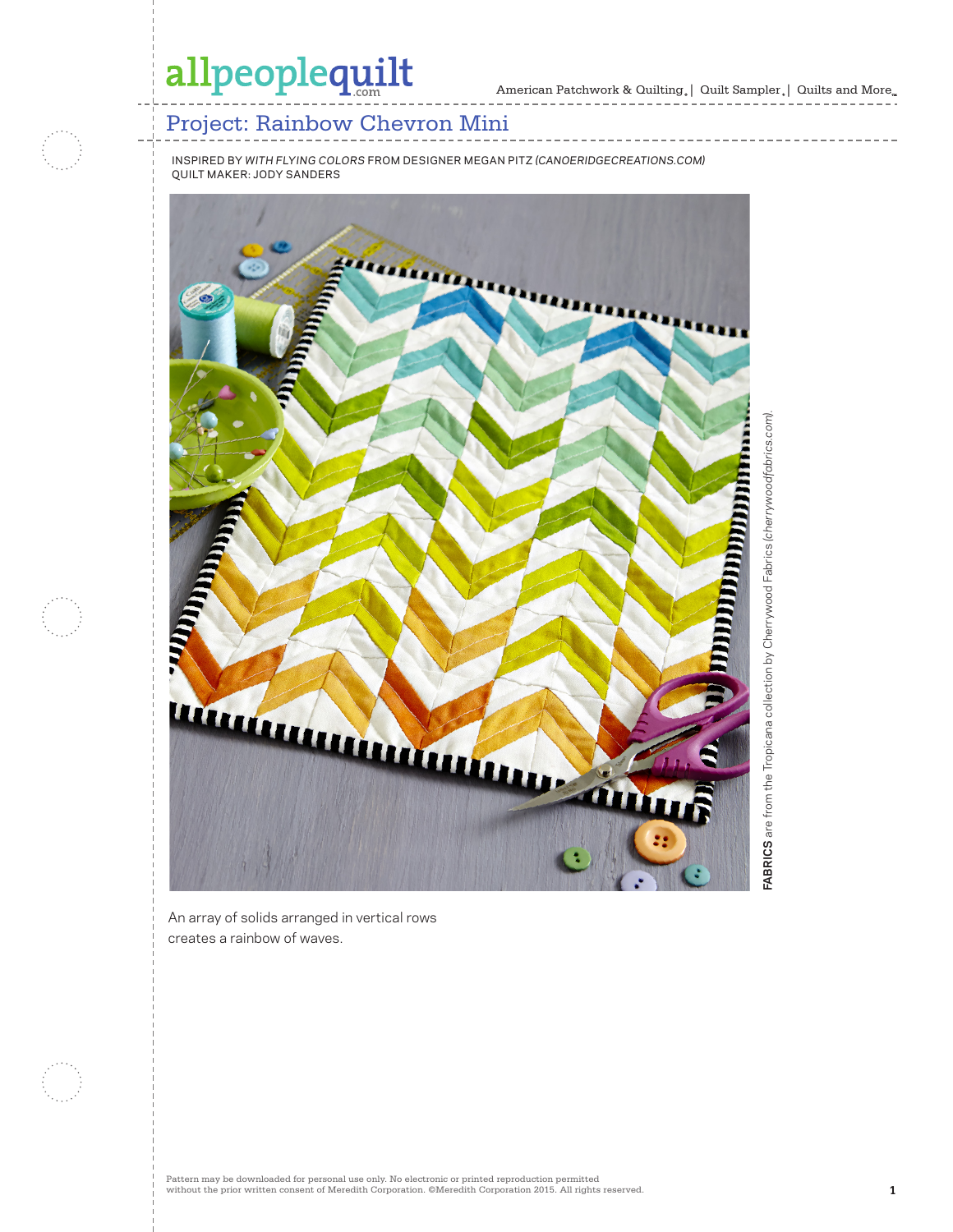# Project: Rainbow Chevron Mini

INSPIRED BY *WITH FLYING COLORS* FROM DESIGNER MEGAN PITZ *(CANOERIDGECREATIONS.COM)*
QUILT MAKER: JODY SANDERS

**FABRICS** are from the Tropicana collection by Cherrywood Fabrics *(cherrywoodfabrics.com)*.

An array of solids arranged in vertical rows creates a rainbow of waves.

Pattern may be downloaded for personal use only. No electronic or printed reproduction permitted without the prior written consent of Meredith Corporation. ©Meredith Corporation 2015. All rights reserved.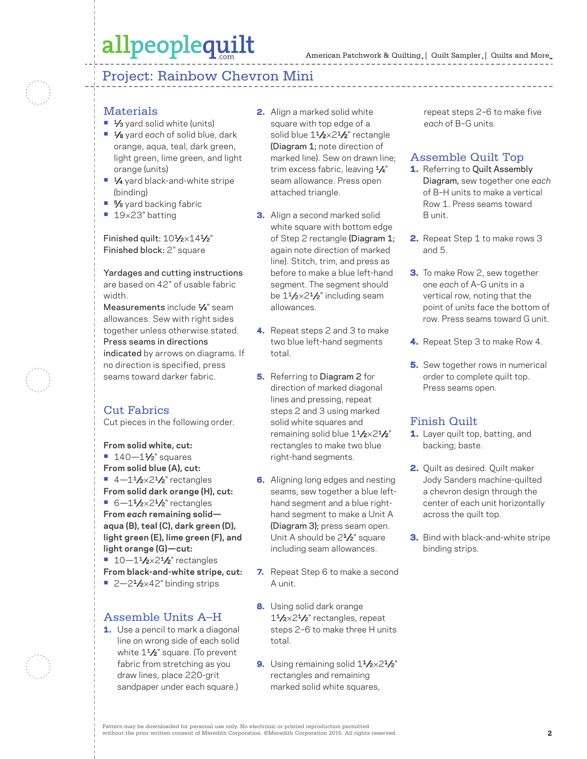## Project: Rainbow Chevron Mini

### Materials

- ⅓ yard solid white (units)
- ⅛ yard *each* of solid blue, dark orange, aqua, teal, dark green, light green, lime green, and light orange (units)
- ¼ yard black-and-white stripe (binding)
- ⅝ yard backing fabric
- 19×23" batting

Finished quilt: 10½×14½"
Finished block: 2" square

Yardages and cutting instructions are based on 42" of usable fabric width.
Measurements include ¼" seam allowances. Sew with right sides together unless otherwise stated.
Press seams in directions indicated by arrows on diagrams. If no direction is specified, press seams toward darker fabric.

### Cut Fabrics

Cut pieces in the following order.

**From solid white, cut:**
- 140—1½" squares

**From solid blue (A), cut:**
- 4—1½×2½" rectangles

**From solid dark orange (H), cut:**
- 6—1½×2½" rectangles

**From *each* remaining solid—aqua (B), teal (C), dark green (D), light green (E), lime green (F), and light orange (G)—cut:**
- 10—1½×2½" rectangles

**From black-and-white stripe, cut:**
- 2—2½×42" binding strips

### Assemble Units A–H

1. Use a pencil to mark a diagonal line on wrong side of each solid white 1½" square. (To prevent fabric from stretching as you draw lines, place 220-grit sandpaper under each square.)
2. Align a marked solid white square with top edge of a solid blue 1½×2½" rectangle (Diagram 1; note direction of marked line). Sew on drawn line; trim excess fabric, leaving ¼" seam allowance. Press open attached triangle.
3. Align a second marked solid white square with bottom edge of Step 2 rectangle (Diagram 1; again note direction of marked line). Stitch, trim, and press as before to make a blue left-hand segment. The segment should be 1½×2½" including seam allowances.
4. Repeat steps 2 and 3 to make two blue left-hand segments total.
5. Referring to Diagram 2 for direction of marked diagonal lines and pressing, repeat steps 2 and 3 using marked solid white squares and remaining solid blue 1½×2½" rectangles to make two blue right-hand segments.
6. Aligning long edges and nesting seams, sew together a blue left-hand segment and a blue right-hand segment to make a Unit A (Diagram 3); press seam open. Unit A should be 2½" square including seam allowances.
7. Repeat Step 6 to make a second A unit.
8. Using solid dark orange 1½×2½" rectangles, repeat steps 2–6 to make three H units total.
9. Using remaining solid 1½×2½" rectangles and remaining marked solid white squares, repeat steps 2–6 to make five *each* of B–G units.

### Assemble Quilt Top

1. Referring to Quilt Assembly Diagram, sew together one *each* of B–H units to make a vertical Row 1. Press seams toward B unit.
2. Repeat Step 1 to make rows 3 and 5.
3. To make Row 2, sew together one *each* of A–G units in a vertical row, noting that the point of units face the bottom of row. Press seams toward G unit.
4. Repeat Step 3 to make Row 4.
5. Sew together rows in numerical order to complete quilt top. Press seams open.

### Finish Quilt

1. Layer quilt top, batting, and backing; baste.
2. Quilt as desired. Quilt maker Jody Sanders machine-quilted a chevron design through the center of each unit horizontally across the quilt top.
3. Bind with black-and-white stripe binding strips.

Pattern may be downloaded for personal use only. No electronic or printed reproduction permitted without the prior written consent of Meredith Corporation. ©Meredith Corporation 2015. All rights reserved.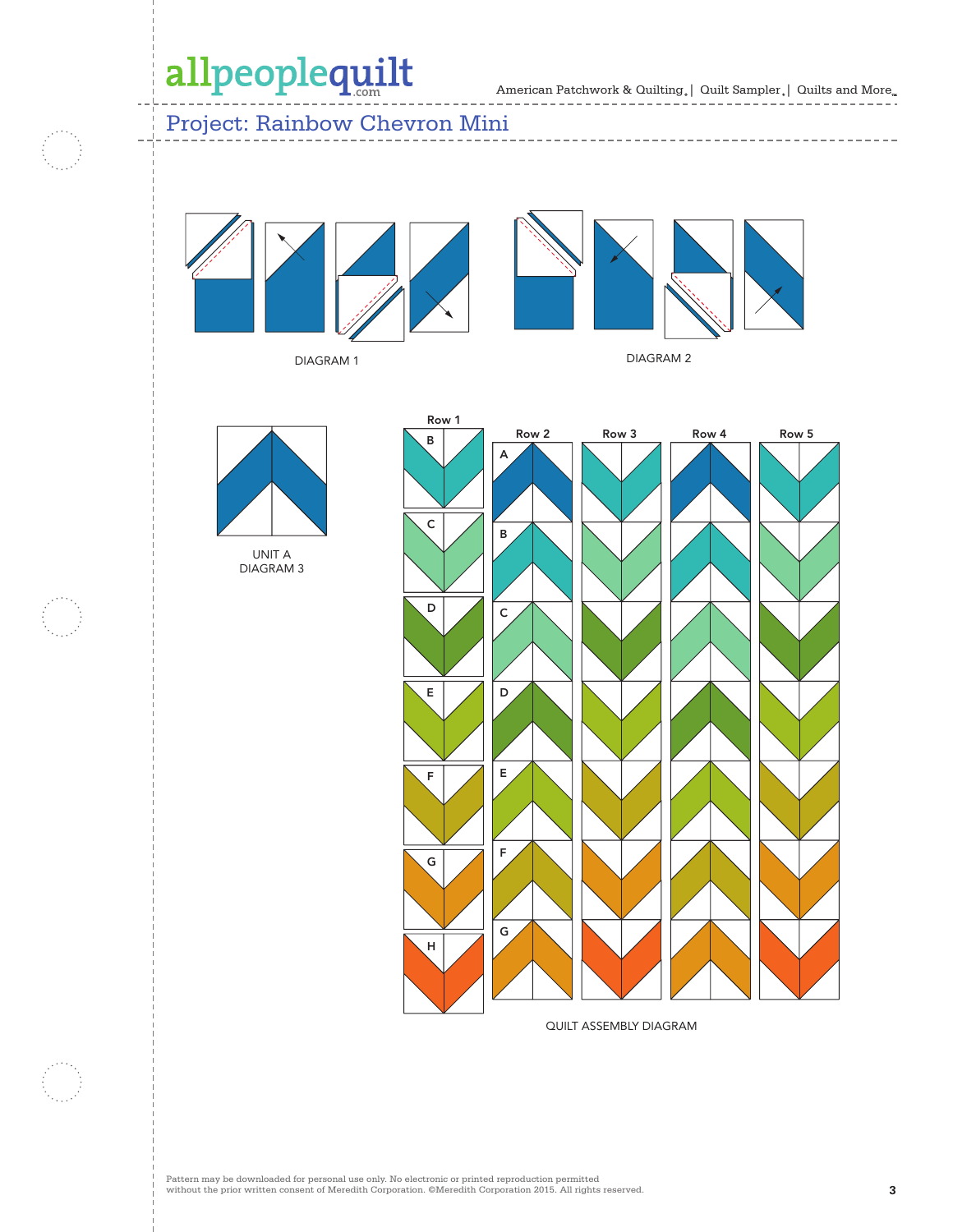# Project: Rainbow Chevron Mini

DIAGRAM 1

DIAGRAM 2

UNIT A
DIAGRAM 3

Row 1
B
C
D
E
F
G
H

Row 2
A
B
C
D
E
F
G

Row 3

Row 4

Row 5

QUILT ASSEMBLY DIAGRAM

Pattern may be downloaded for personal use only. No electronic or printed reproduction permitted without the prior written consent of Meredith Corporation. ©Meredith Corporation 2015. All rights reserved.